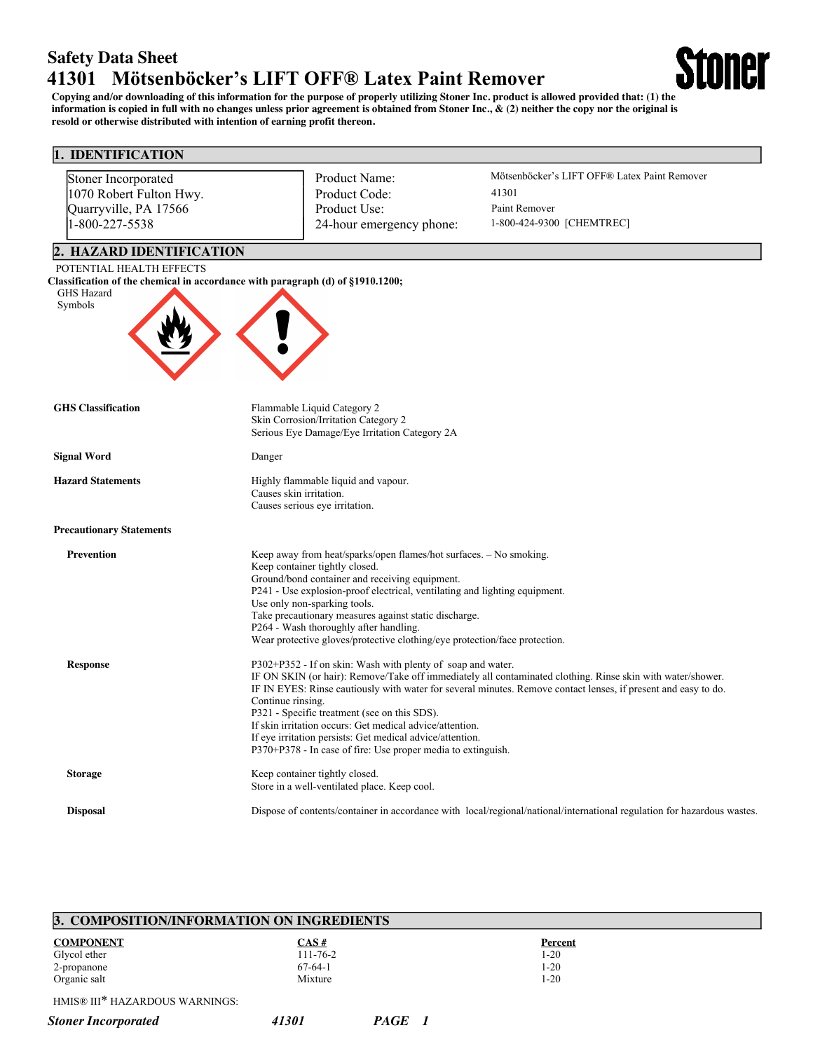# Safety Data Sheet

# 41301 Mötsenböcker's LIFT OFF® Latex Paint Remover

Stoner

**Copying and/or downloading of this information for the purpose of properly utilizing Stoner Inc. product is allowed provided that: (1) the information is copied in full with no changes unless prior agreement is obtained from Stoner Inc., & (2) neither the copy nor the original is resold or otherwise distributed with intention of earning profit thereon.**

## 1. IDENTIFICATION

Stoner Incorporated
1070 Robert Fulton Hwy.
Quarryville, PA 17566
1-800-227-5538

| | |
|---|---|
| Product Name: | Mötsenböcker's LIFT OFF® Latex Paint Remover |
| Product Code: | 41301 |
| Product Use: | Paint Remover |
| 24-hour emergency phone: | 1-800-424-9300 [CHEMTREC] |

## 2. HAZARD IDENTIFICATION

POTENTIAL HEALTH EFFECTS

**Classification of the chemical in accordance with paragraph (d) of §1910.1200;**

GHS Hazard Symbols

**GHS Classification**

Flammable Liquid Category 2
Skin Corrosion/Irritation Category 2
Serious Eye Damage/Eye Irritation Category 2A

**Signal Word**

Danger

**Hazard Statements**

Highly flammable liquid and vapour.
Causes skin irritation.
Causes serious eye irritation.

**Precautionary Statements**

**Prevention**

Keep away from heat/sparks/open flames/hot surfaces. – No smoking.
Keep container tightly closed.
Ground/bond container and receiving equipment.
P241 - Use explosion-proof electrical, ventilating and lighting equipment.
Use only non-sparking tools.
Take precautionary measures against static discharge.
P264 - Wash thoroughly after handling.
Wear protective gloves/protective clothing/eye protection/face protection.

**Response**

P302+P352 - If on skin: Wash with plenty of soap and water.
IF ON SKIN (or hair): Remove/Take off immediately all contaminated clothing. Rinse skin with water/shower.
IF IN EYES: Rinse cautiously with water for several minutes. Remove contact lenses, if present and easy to do. Continue rinsing.
P321 - Specific treatment (see on this SDS).
If skin irritation occurs: Get medical advice/attention.
If eye irritation persists: Get medical advice/attention.
P370+P378 - In case of fire: Use proper media to extinguish.

**Storage**

Keep container tightly closed.
Store in a well-ventilated place. Keep cool.

**Disposal**

Dispose of contents/container in accordance with local/regional/national/international regulation for hazardous wastes.

## 3. COMPOSITION/INFORMATION ON INGREDIENTS

| COMPONENT | CAS # | Percent |
|---|---|---|
| Glycol ether | 111-76-2 | 1-20 |
| 2-propanone | 67-64-1 | 1-20 |
| Organic salt | Mixture | 1-20 |

HMIS® III* HAZARDOUS WARNINGS: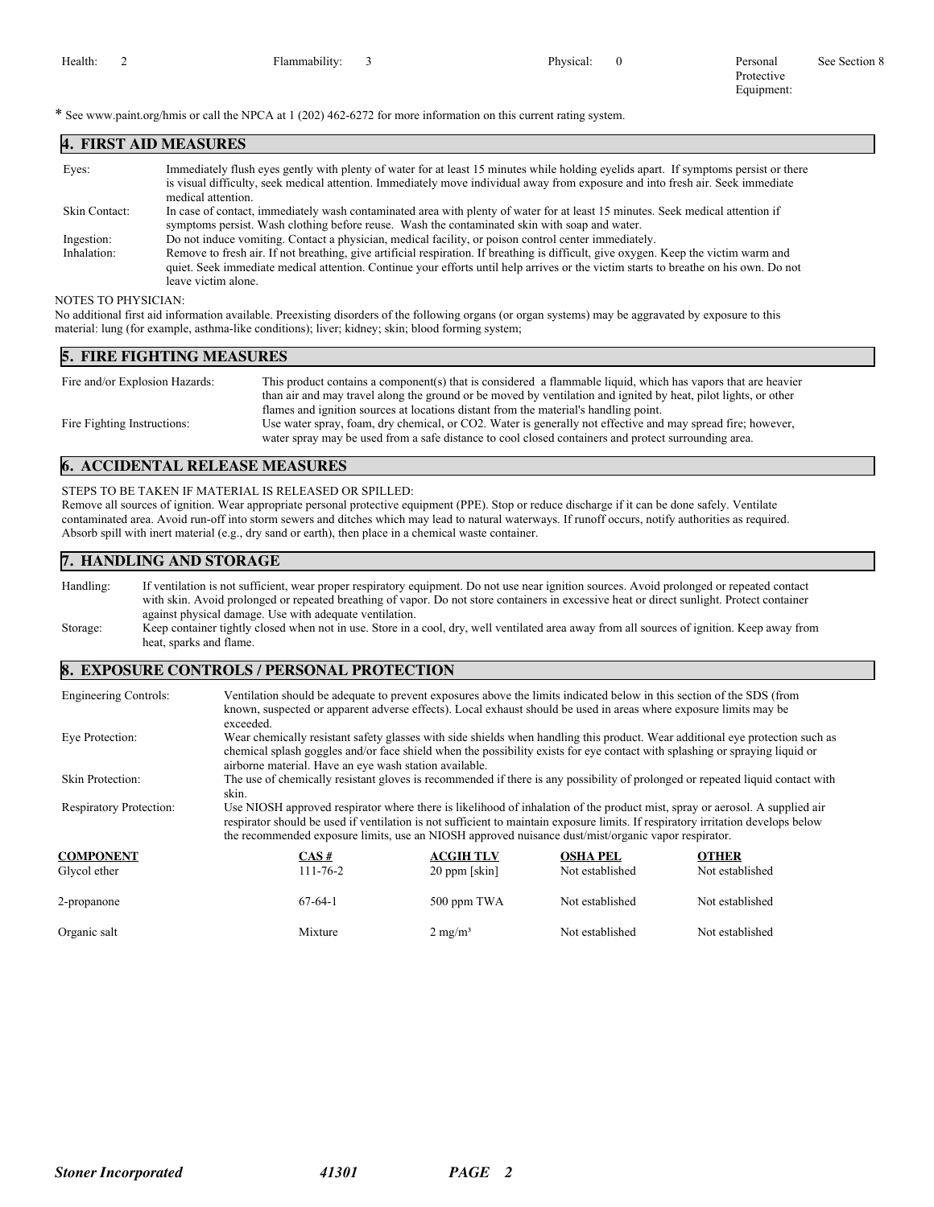| Health: | 2 | Flammability: | 3 | Physical: | 0 | Personal Protective Equipment: | See Section 8 |
|---|---|---|---|---|---|---|---|

* See www.paint.org/hmis or call the NPCA at 1 (202) 462-6272 for more information on this current rating system.

## 4. FIRST AID MEASURES

**Eyes:** Immediately flush eyes gently with plenty of water for at least 15 minutes while holding eyelids apart. If symptoms persist or there is visual difficulty, seek medical attention. Immediately move individual away from exposure and into fresh air. Seek immediate medical attention.

**Skin Contact:** In case of contact, immediately wash contaminated area with plenty of water for at least 15 minutes. Seek medical attention if symptoms persist. Wash clothing before reuse. Wash the contaminated skin with soap and water.

**Ingestion:** Do not induce vomiting. Contact a physician, medical facility, or poison control center immediately.

**Inhalation:** Remove to fresh air. If not breathing, give artificial respiration. If breathing is difficult, give oxygen. Keep the victim warm and quiet. Seek immediate medical attention. Continue your efforts until help arrives or the victim starts to breathe on his own. Do not leave victim alone.

NOTES TO PHYSICIAN:
No additional first aid information available. Preexisting disorders of the following organs (or organ systems) may be aggravated by exposure to this material: lung (for example, asthma-like conditions); liver; kidney; skin; blood forming system;

## 5. FIRE FIGHTING MEASURES

**Fire and/or Explosion Hazards:** This product contains a component(s) that is considered a flammable liquid, which has vapors that are heavier than air and may travel along the ground or be moved by ventilation and ignited by heat, pilot lights, or other flames and ignition sources at locations distant from the material's handling point.

**Fire Fighting Instructions:** Use water spray, foam, dry chemical, or CO2. Water is generally not effective and may spread fire; however, water spray may be used from a safe distance to cool closed containers and protect surrounding area.

## 6. ACCIDENTAL RELEASE MEASURES

STEPS TO BE TAKEN IF MATERIAL IS RELEASED OR SPILLED:
Remove all sources of ignition. Wear appropriate personal protective equipment (PPE). Stop or reduce discharge if it can be done safely. Ventilate contaminated area. Avoid run-off into storm sewers and ditches which may lead to natural waterways. If runoff occurs, notify authorities as required. Absorb spill with inert material (e.g., dry sand or earth), then place in a chemical waste container.

## 7. HANDLING AND STORAGE

**Handling:** If ventilation is not sufficient, wear proper respiratory equipment. Do not use near ignition sources. Avoid prolonged or repeated contact with skin. Avoid prolonged or repeated breathing of vapor. Do not store containers in excessive heat or direct sunlight. Protect container against physical damage. Use with adequate ventilation.

**Storage:** Keep container tightly closed when not in use. Store in a cool, dry, well ventilated area away from all sources of ignition. Keep away from heat, sparks and flame.

## 8. EXPOSURE CONTROLS / PERSONAL PROTECTION

**Engineering Controls:** Ventilation should be adequate to prevent exposures above the limits indicated below in this section of the SDS (from known, suspected or apparent adverse effects). Local exhaust should be used in areas where exposure limits may be exceeded.

**Eye Protection:** Wear chemically resistant safety glasses with side shields when handling this product. Wear additional eye protection such as chemical splash goggles and/or face shield when the possibility exists for eye contact with splashing or spraying liquid or airborne material. Have an eye wash station available.

**Skin Protection:** The use of chemically resistant gloves is recommended if there is any possibility of prolonged or repeated liquid contact with skin.

**Respiratory Protection:** Use NIOSH approved respirator where there is likelihood of inhalation of the product mist, spray or aerosol. A supplied air respirator should be used if ventilation is not sufficient to maintain exposure limits. If respiratory irritation develops below the recommended exposure limits, use an NIOSH approved nuisance dust/mist/organic vapor respirator.

| COMPONENT | CAS # | ACGIH TLV | OSHA PEL | OTHER |
|---|---|---|---|---|
| Glycol ether | 111-76-2 | 20 ppm [skin] | Not established | Not established |
| 2-propanone | 67-64-1 | 500 ppm TWA | Not established | Not established |
| Organic salt | Mixture | 2 mg/m³ | Not established | Not established |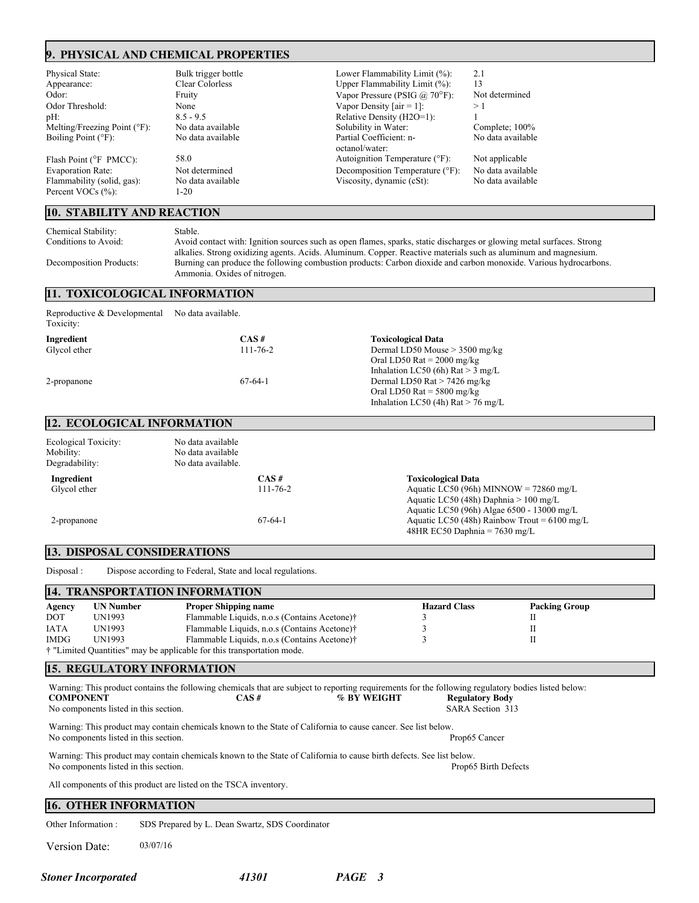## 9. PHYSICAL AND CHEMICAL PROPERTIES

| Property | Value | Property | Value |
|---|---|---|---|
| Physical State: | Bulk trigger bottle | Lower Flammability Limit (%): | 2.1 |
| Appearance: | Clear Colorless | Upper Flammability Limit (%): | 13 |
| Odor: | Fruity | Vapor Pressure (PSIG @ 70°F): | Not determined |
| Odor Threshold: | None | Vapor Density [air = 1]: | > 1 |
| pH: | 8.5 - 9.5 | Relative Density (H2O=1): | 1 |
| Melting/Freezing Point (°F): | No data available | Solubility in Water: | Complete; 100% |
| Boiling Point (°F): | No data available | Partial Coefficient: n-octanol/water: | No data available |
| Flash Point (°F PMCC): | 58.0 | Autoignition Temperature (°F): | Not applicable |
| Evaporation Rate: | Not determined | Decomposition Temperature (°F): | No data available |
| Flammability (solid, gas): | No data available | Viscosity, dynamic (cSt): | No data available |
| Percent VOCs (%): | 1-20 | | |

## 10. STABILITY AND REACTION

**Chemical Stability:** Stable.

**Conditions to Avoid:** Avoid contact with: Ignition sources such as open flames, sparks, static discharges or glowing metal surfaces. Strong alkalies. Strong oxidizing agents. Acids. Aluminum. Copper. Reactive materials such as aluminum and magnesium.

**Decomposition Products:** Burning can produce the following combustion products: Carbon dioxide and carbon monoxide. Various hydrocarbons. Ammonia. Oxides of nitrogen.

## 11. TOXICOLOGICAL INFORMATION

**Reproductive & Developmental Toxicity:** No data available.

| Ingredient | CAS # | Toxicological Data |
|---|---|---|
| Glycol ether | 111-76-2 | Dermal LD50 Mouse > 3500 mg/kg<br>Oral LD50 Rat = 2000 mg/kg<br>Inhalation LC50 (6h) Rat > 3 mg/L |
| 2-propanone | 67-64-1 | Dermal LD50 Rat > 7426 mg/kg<br>Oral LD50 Rat = 5800 mg/kg<br>Inhalation LC50 (4h) Rat > 76 mg/L |

## 12. ECOLOGICAL INFORMATION

**Ecological Toxicity:** No data available
**Mobility:** No data available
**Degradability:** No data available.

| Ingredient | CAS # | Toxicological Data |
|---|---|---|
| Glycol ether | 111-76-2 | Aquatic LC50 (96h) MINNOW = 72860 mg/L<br>Aquatic LC50 (48h) Daphnia > 100 mg/L<br>Aquatic LC50 (96h) Algae 6500 - 13000 mg/L |
| 2-propanone | 67-64-1 | Aquatic LC50 (48h) Rainbow Trout = 6100 mg/L<br>48HR EC50 Daphnia = 7630 mg/L |

## 13. DISPOSAL CONSIDERATIONS

**Disposal :** Dispose according to Federal, State and local regulations.

## 14. TRANSPORTATION INFORMATION

| Agency | UN Number | Proper Shipping name | Hazard Class | Packing Group |
|---|---|---|---|---|
| DOT | UN1993 | Flammable Liquids, n.o.s (Contains Acetone)† | 3 | II |
| IATA | UN1993 | Flammable Liquids, n.o.s (Contains Acetone)† | 3 | II |
| IMDG | UN1993 | Flammable Liquids, n.o.s (Contains Acetone)† | 3 | II |

† "Limited Quantities" may be applicable for this transportation mode.

## 15. REGULATORY INFORMATION

Warning: This product contains the following chemicals that are subject to reporting requirements for the following regulatory bodies listed below:

| COMPONENT | CAS # | % BY WEIGHT | Regulatory Body |
|---|---|---|---|
| No components listed in this section. | | | SARA Section 313 |

Warning: This product may contain chemicals known to the State of California to cause cancer. See list below.

No components listed in this section. — Prop65 Cancer

Warning: This product may contain chemicals known to the State of California to cause birth defects. See list below.

No components listed in this section. — Prop65 Birth Defects

All components of this product are listed on the TSCA inventory.

## 16. OTHER INFORMATION

**Other Information :** SDS Prepared by L. Dean Swartz, SDS Coordinator

**Version Date:** 03/07/16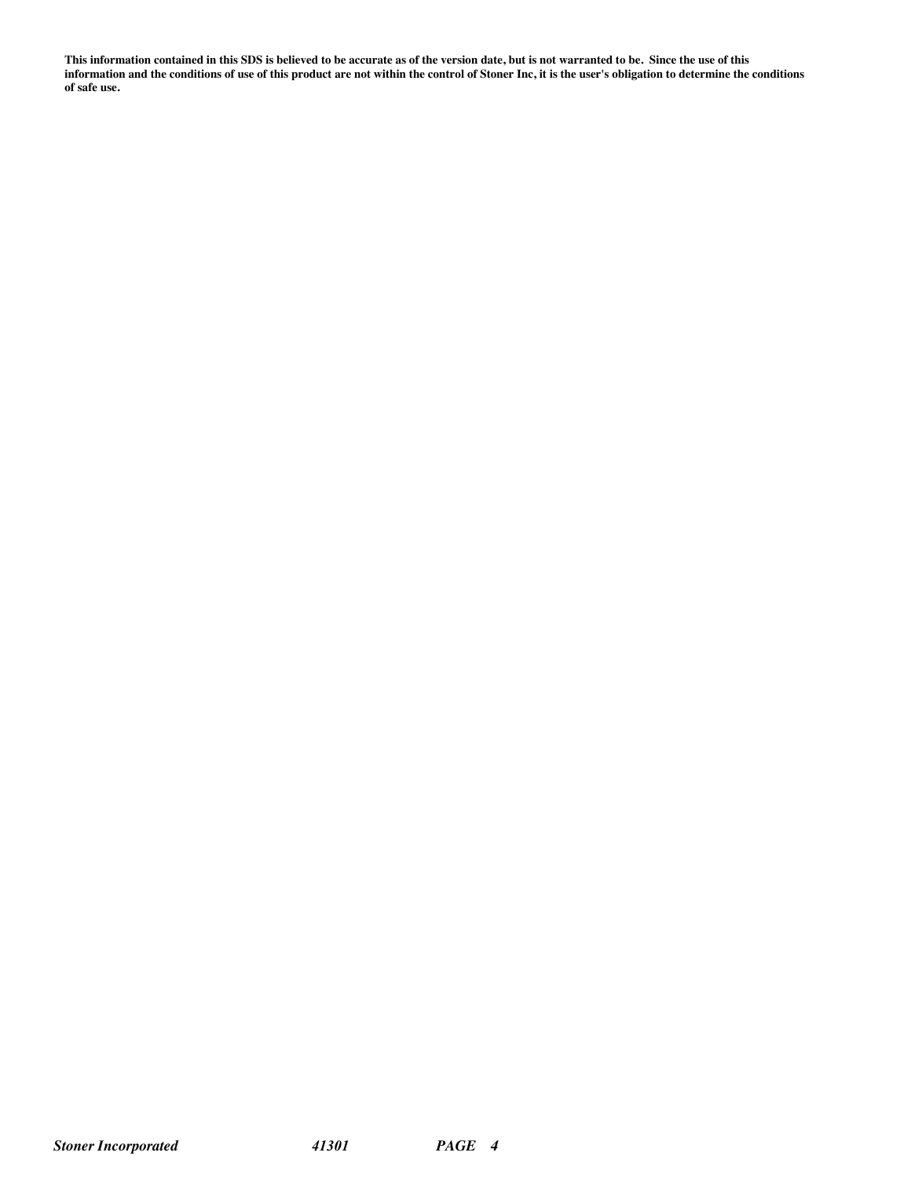**This information contained in this SDS is believed to be accurate as of the version date, but is not warranted to be. Since the use of this information and the conditions of use of this product are not within the control of Stoner Inc, it is the user's obligation to determine the conditions of safe use.**